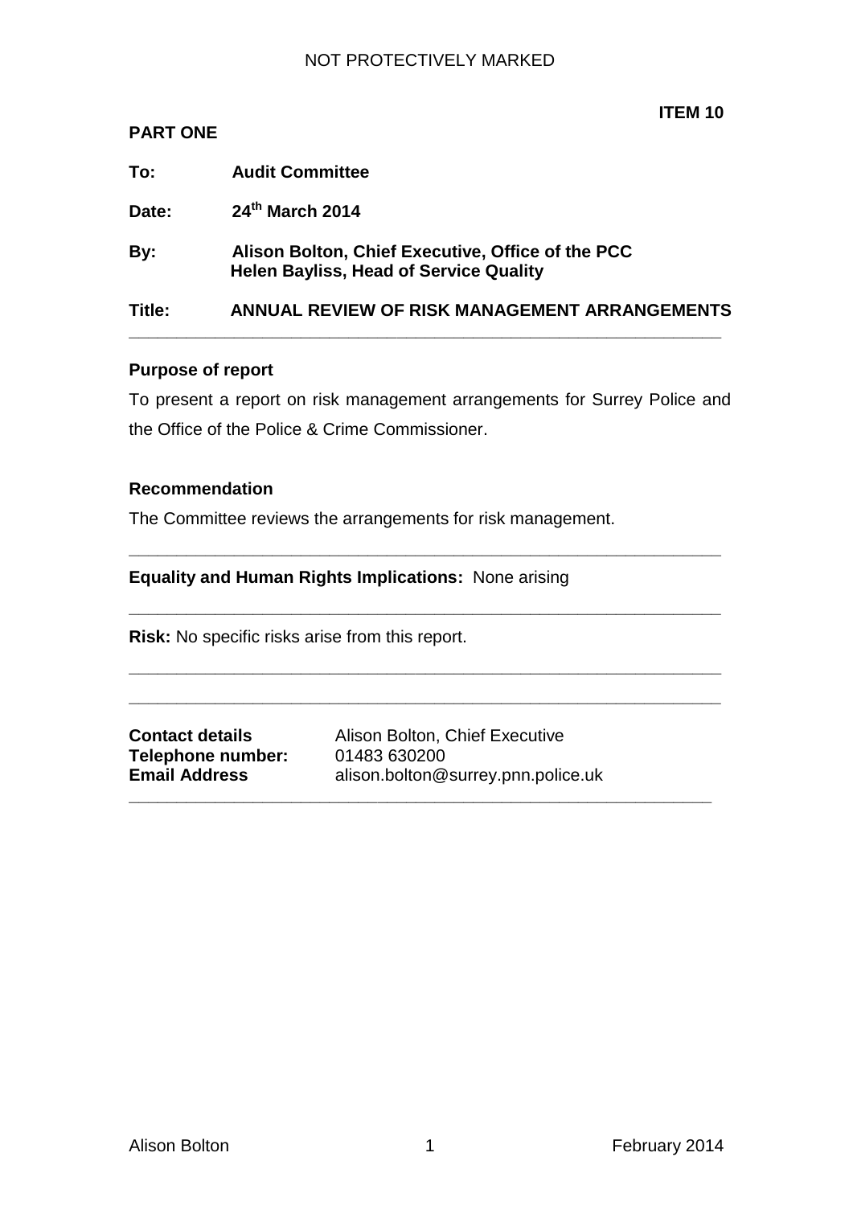NOT PROTECTIVELY MARKED

**ITEM 10**

**PART ONE**

**To:** **Audit Committee**

**Date:** **24th March 2014**

**By:** **Alison Bolton, Chief Executive, Office of the PCC**
**Helen Bayliss, Head of Service Quality**

**Title:** **ANNUAL REVIEW OF RISK MANAGEMENT ARRANGEMENTS**

---

**Purpose of report**

To present a report on risk management arrangements for Surrey Police and the Office of the Police & Crime Commissioner.

**Recommendation**

The Committee reviews the arrangements for risk management.

---

**Equality and Human Rights Implications:** None arising

---

**Risk:** No specific risks arise from this report.

---

---

| | |
|---|---|
| **Contact details** | Alison Bolton, Chief Executive |
| **Telephone number:** | 01483 630200 |
| **Email Address** | alison.bolton@surrey.pnn.police.uk |

---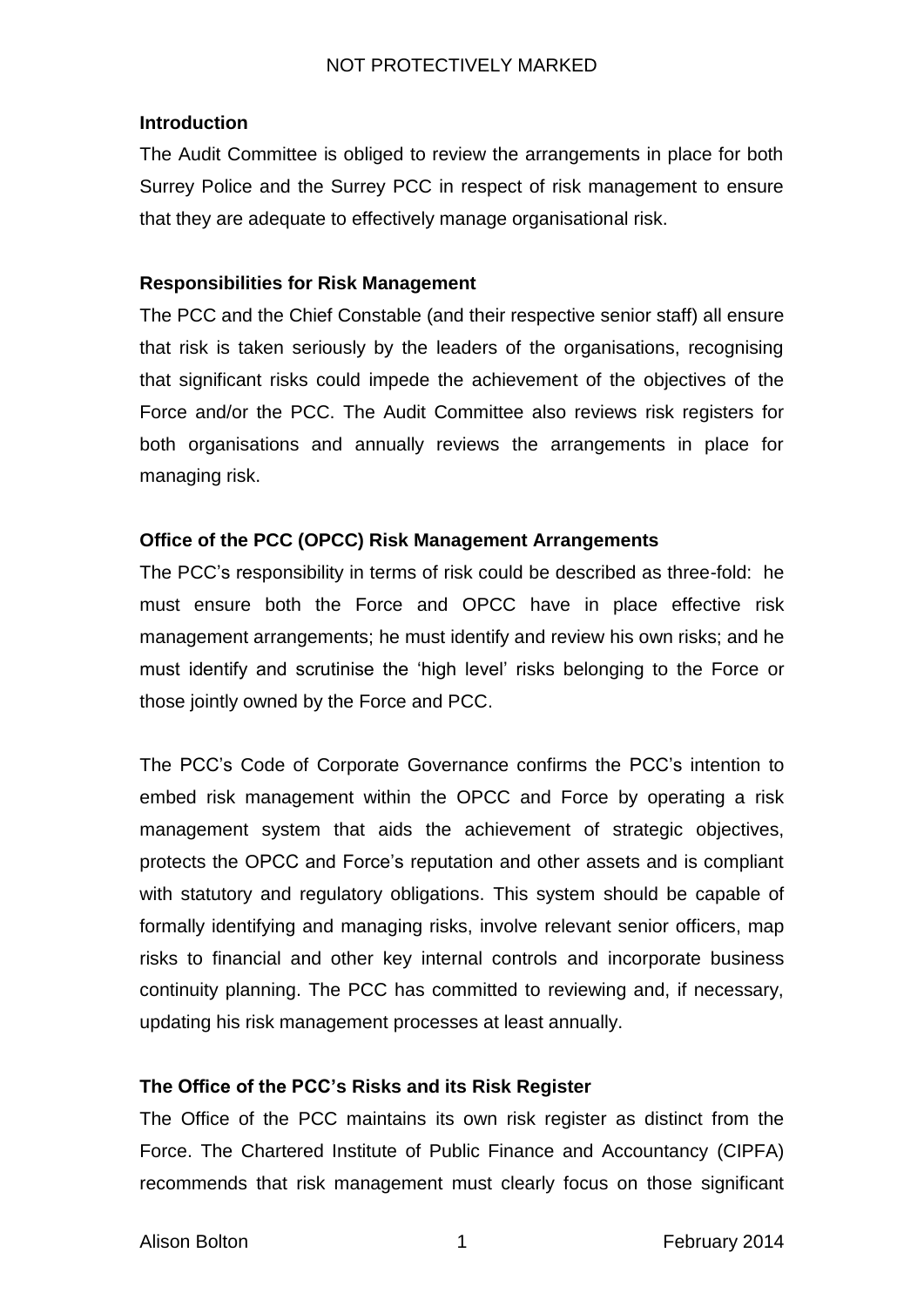**Introduction**

The Audit Committee is obliged to review the arrangements in place for both Surrey Police and the Surrey PCC in respect of risk management to ensure that they are adequate to effectively manage organisational risk.

**Responsibilities for Risk Management**

The PCC and the Chief Constable (and their respective senior staff) all ensure that risk is taken seriously by the leaders of the organisations, recognising that significant risks could impede the achievement of the objectives of the Force and/or the PCC. The Audit Committee also reviews risk registers for both organisations and annually reviews the arrangements in place for managing risk.

**Office of the PCC (OPCC) Risk Management Arrangements**

The PCC's responsibility in terms of risk could be described as three-fold: he must ensure both the Force and OPCC have in place effective risk management arrangements; he must identify and review his own risks; and he must identify and scrutinise the 'high level' risks belonging to the Force or those jointly owned by the Force and PCC.

The PCC's Code of Corporate Governance confirms the PCC's intention to embed risk management within the OPCC and Force by operating a risk management system that aids the achievement of strategic objectives, protects the OPCC and Force's reputation and other assets and is compliant with statutory and regulatory obligations. This system should be capable of formally identifying and managing risks, involve relevant senior officers, map risks to financial and other key internal controls and incorporate business continuity planning. The PCC has committed to reviewing and, if necessary, updating his risk management processes at least annually.

**The Office of the PCC's Risks and its Risk Register**

The Office of the PCC maintains its own risk register as distinct from the Force. The Chartered Institute of Public Finance and Accountancy (CIPFA) recommends that risk management must clearly focus on those significant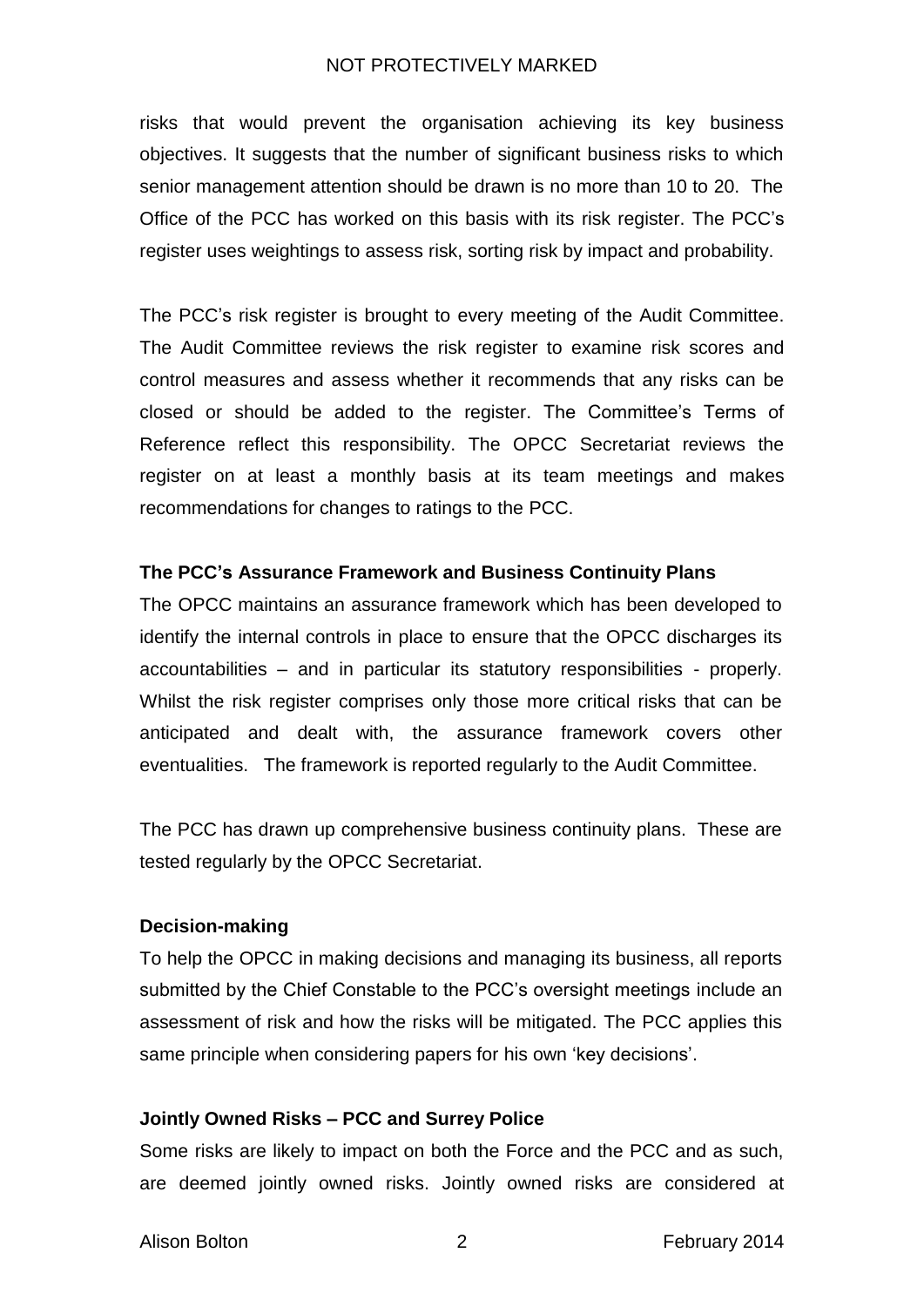risks that would prevent the organisation achieving its key business objectives. It suggests that the number of significant business risks to which senior management attention should be drawn is no more than 10 to 20. The Office of the PCC has worked on this basis with its risk register. The PCC's register uses weightings to assess risk, sorting risk by impact and probability.

The PCC's risk register is brought to every meeting of the Audit Committee. The Audit Committee reviews the risk register to examine risk scores and control measures and assess whether it recommends that any risks can be closed or should be added to the register. The Committee's Terms of Reference reflect this responsibility. The OPCC Secretariat reviews the register on at least a monthly basis at its team meetings and makes recommendations for changes to ratings to the PCC.

**The PCC's Assurance Framework and Business Continuity Plans**

The OPCC maintains an assurance framework which has been developed to identify the internal controls in place to ensure that the OPCC discharges its accountabilities – and in particular its statutory responsibilities - properly. Whilst the risk register comprises only those more critical risks that can be anticipated and dealt with, the assurance framework covers other eventualities. The framework is reported regularly to the Audit Committee.

The PCC has drawn up comprehensive business continuity plans. These are tested regularly by the OPCC Secretariat.

**Decision-making**

To help the OPCC in making decisions and managing its business, all reports submitted by the Chief Constable to the PCC's oversight meetings include an assessment of risk and how the risks will be mitigated. The PCC applies this same principle when considering papers for his own 'key decisions'.

**Jointly Owned Risks – PCC and Surrey Police**

Some risks are likely to impact on both the Force and the PCC and as such, are deemed jointly owned risks. Jointly owned risks are considered at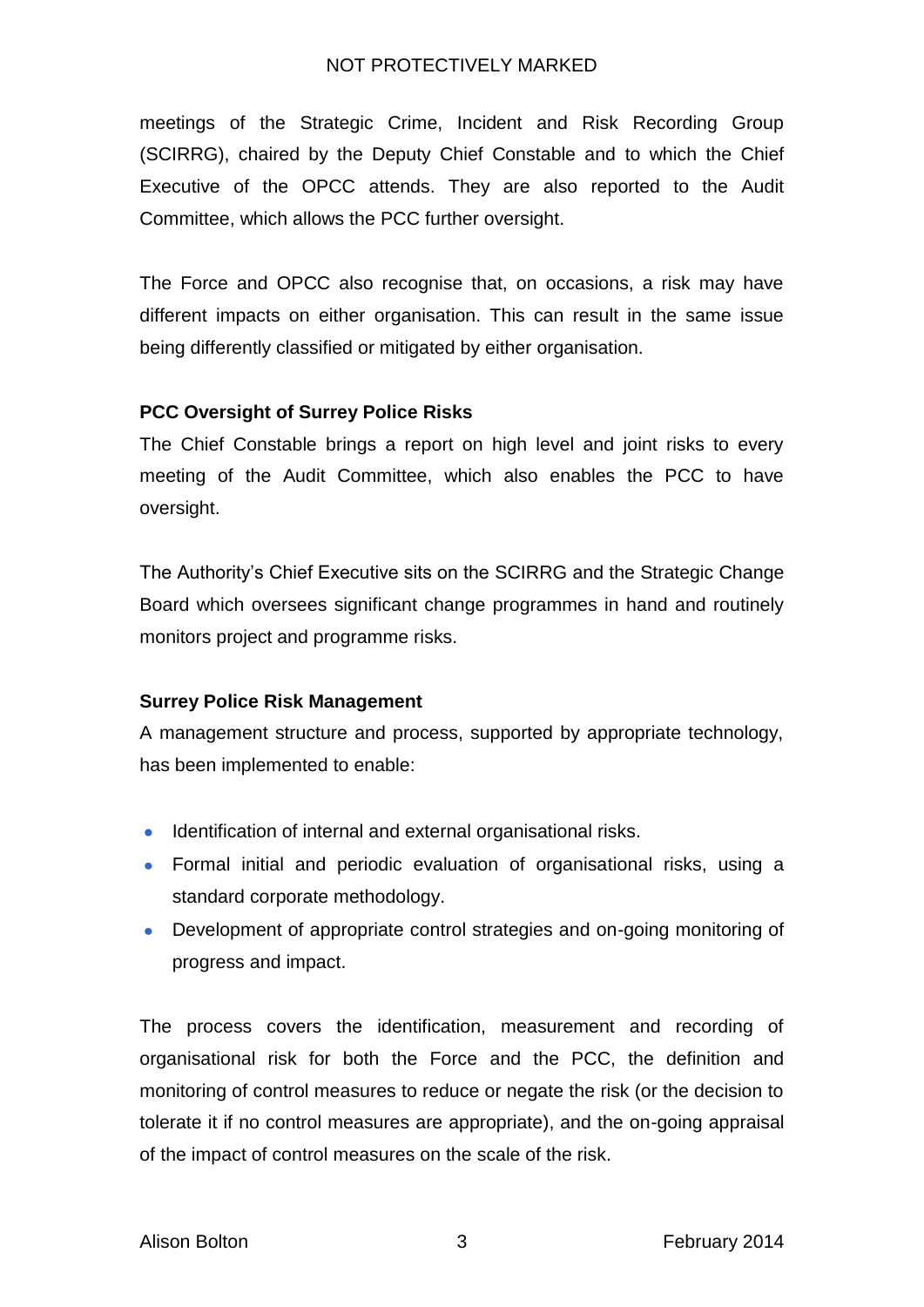meetings of the Strategic Crime, Incident and Risk Recording Group (SCIRRG), chaired by the Deputy Chief Constable and to which the Chief Executive of the OPCC attends. They are also reported to the Audit Committee, which allows the PCC further oversight.

The Force and OPCC also recognise that, on occasions, a risk may have different impacts on either organisation. This can result in the same issue being differently classified or mitigated by either organisation.

**PCC Oversight of Surrey Police Risks**

The Chief Constable brings a report on high level and joint risks to every meeting of the Audit Committee, which also enables the PCC to have oversight.

The Authority's Chief Executive sits on the SCIRRG and the Strategic Change Board which oversees significant change programmes in hand and routinely monitors project and programme risks.

**Surrey Police Risk Management**

A management structure and process, supported by appropriate technology, has been implemented to enable:

- Identification of internal and external organisational risks.
- Formal initial and periodic evaluation of organisational risks, using a standard corporate methodology.
- Development of appropriate control strategies and on-going monitoring of progress and impact.

The process covers the identification, measurement and recording of organisational risk for both the Force and the PCC, the definition and monitoring of control measures to reduce or negate the risk (or the decision to tolerate it if no control measures are appropriate), and the on-going appraisal of the impact of control measures on the scale of the risk.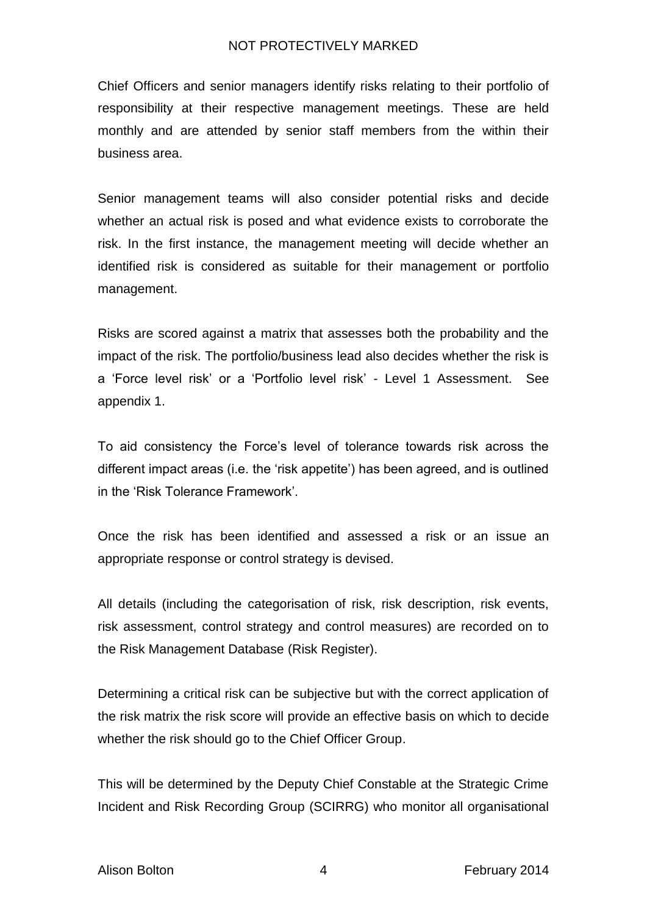Chief Officers and senior managers identify risks relating to their portfolio of responsibility at their respective management meetings. These are held monthly and are attended by senior staff members from the within their business area.

Senior management teams will also consider potential risks and decide whether an actual risk is posed and what evidence exists to corroborate the risk. In the first instance, the management meeting will decide whether an identified risk is considered as suitable for their management or portfolio management.

Risks are scored against a matrix that assesses both the probability and the impact of the risk. The portfolio/business lead also decides whether the risk is a 'Force level risk' or a 'Portfolio level risk' - Level 1 Assessment. See appendix 1.

To aid consistency the Force's level of tolerance towards risk across the different impact areas (i.e. the 'risk appetite') has been agreed, and is outlined in the 'Risk Tolerance Framework'.

Once the risk has been identified and assessed a risk or an issue an appropriate response or control strategy is devised.

All details (including the categorisation of risk, risk description, risk events, risk assessment, control strategy and control measures) are recorded on to the Risk Management Database (Risk Register).

Determining a critical risk can be subjective but with the correct application of the risk matrix the risk score will provide an effective basis on which to decide whether the risk should go to the Chief Officer Group.

This will be determined by the Deputy Chief Constable at the Strategic Crime Incident and Risk Recording Group (SCIRRG) who monitor all organisational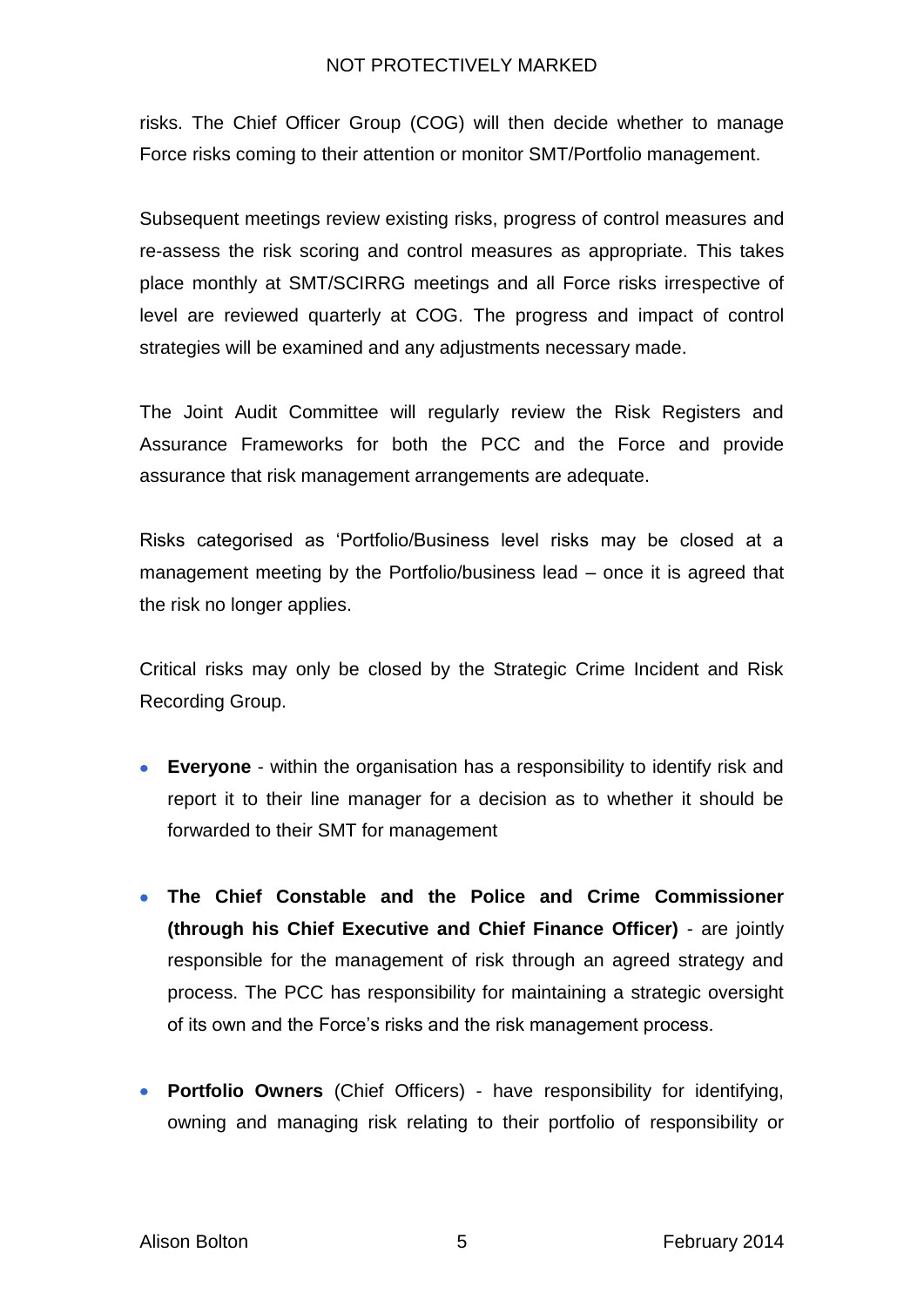risks. The Chief Officer Group (COG) will then decide whether to manage Force risks coming to their attention or monitor SMT/Portfolio management.

Subsequent meetings review existing risks, progress of control measures and re-assess the risk scoring and control measures as appropriate. This takes place monthly at SMT/SCIRRG meetings and all Force risks irrespective of level are reviewed quarterly at COG. The progress and impact of control strategies will be examined and any adjustments necessary made.

The Joint Audit Committee will regularly review the Risk Registers and Assurance Frameworks for both the PCC and the Force and provide assurance that risk management arrangements are adequate.

Risks categorised as 'Portfolio/Business level risks may be closed at a management meeting by the Portfolio/business lead – once it is agreed that the risk no longer applies.

Critical risks may only be closed by the Strategic Crime Incident and Risk Recording Group.

- **Everyone** - within the organisation has a responsibility to identify risk and report it to their line manager for a decision as to whether it should be forwarded to their SMT for management

- **The Chief Constable and the Police and Crime Commissioner (through his Chief Executive and Chief Finance Officer)** - are jointly responsible for the management of risk through an agreed strategy and process. The PCC has responsibility for maintaining a strategic oversight of its own and the Force's risks and the risk management process.

- **Portfolio Owners** (Chief Officers) - have responsibility for identifying, owning and managing risk relating to their portfolio of responsibility or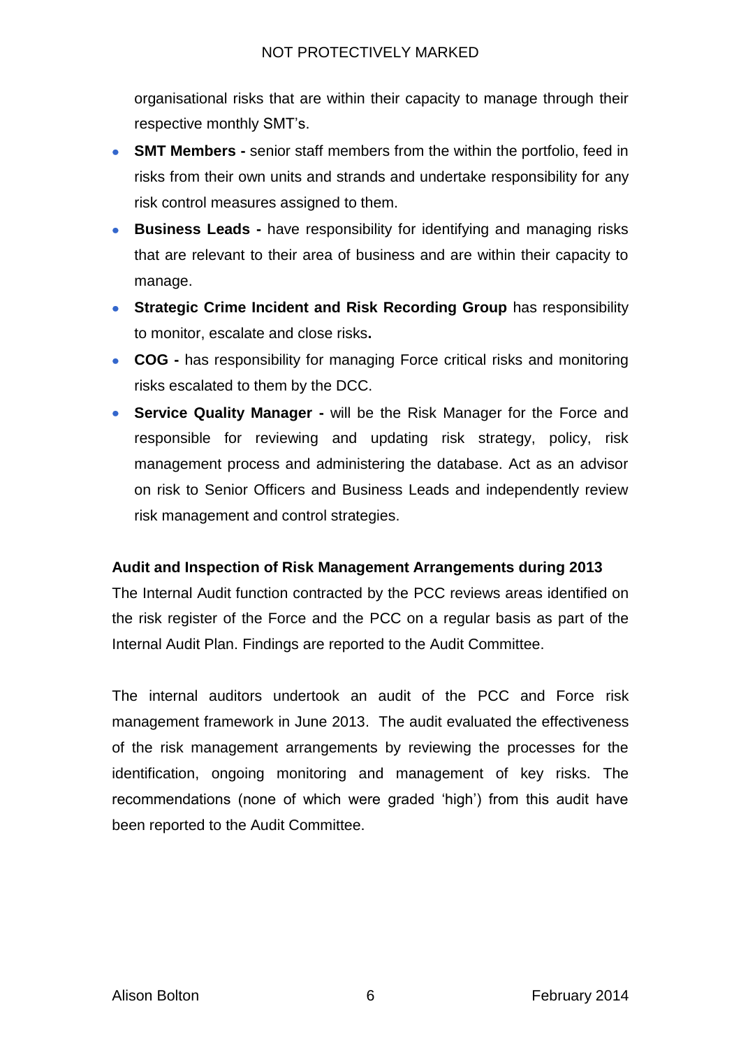organisational risks that are within their capacity to manage through their respective monthly SMT's.

- **SMT Members -** senior staff members from the within the portfolio, feed in risks from their own units and strands and undertake responsibility for any risk control measures assigned to them.
- **Business Leads -** have responsibility for identifying and managing risks that are relevant to their area of business and are within their capacity to manage.
- **Strategic Crime Incident and Risk Recording Group** has responsibility to monitor, escalate and close risks**.**
- **COG -** has responsibility for managing Force critical risks and monitoring risks escalated to them by the DCC.
- **Service Quality Manager -** will be the Risk Manager for the Force and responsible for reviewing and updating risk strategy, policy, risk management process and administering the database. Act as an advisor on risk to Senior Officers and Business Leads and independently review risk management and control strategies.

**Audit and Inspection of Risk Management Arrangements during 2013**

The Internal Audit function contracted by the PCC reviews areas identified on the risk register of the Force and the PCC on a regular basis as part of the Internal Audit Plan. Findings are reported to the Audit Committee.

The internal auditors undertook an audit of the PCC and Force risk management framework in June 2013. The audit evaluated the effectiveness of the risk management arrangements by reviewing the processes for the identification, ongoing monitoring and management of key risks. The recommendations (none of which were graded 'high') from this audit have been reported to the Audit Committee.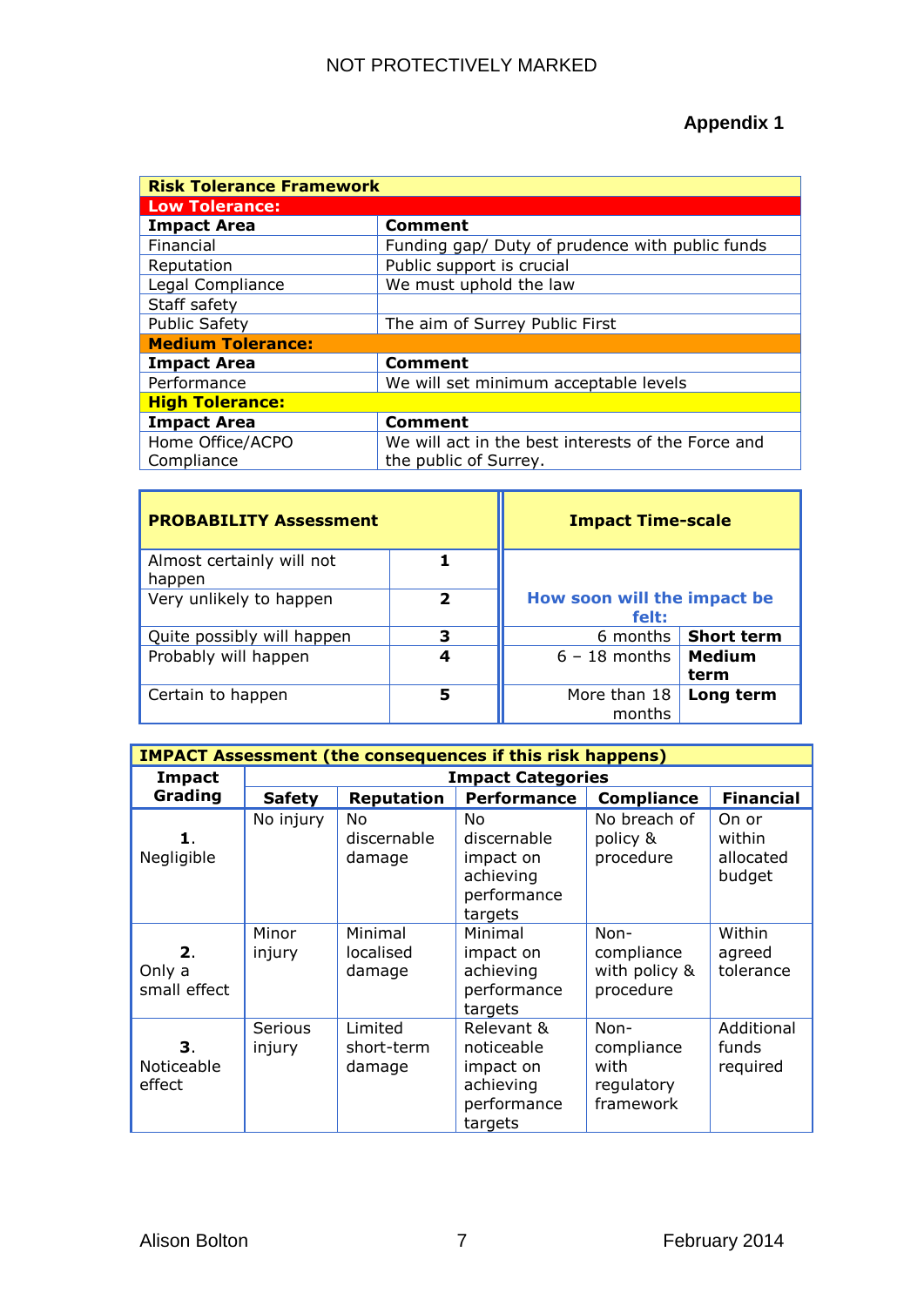NOT PROTECTIVELY MARKED

**Appendix 1**

| **Risk Tolerance Framework** | |
|---|---|
| **Low Tolerance:** | |
| **Impact Area** | **Comment** |
| Financial | Funding gap/ Duty of prudence with public funds |
| Reputation | Public support is crucial |
| Legal Compliance | We must uphold the law |
| Staff safety | |
| Public Safety | The aim of Surrey Public First |
| **Medium Tolerance:** | |
| **Impact Area** | **Comment** |
| Performance | We will set minimum acceptable levels |
| **High Tolerance:** | |
| **Impact Area** | **Comment** |
| Home Office/ACPO Compliance | We will act in the best interests of the Force and the public of Surrey. |

| **PROBABILITY Assessment** | |
|---|---|
| Almost certainly will not happen | **1** |
| Very unlikely to happen | **2** |
| Quite possibly will happen | **3** |
| Probably will happen | **4** |
| Certain to happen | **5** |

| **Impact Time-scale** | |
|---|---|
| **How soon will the impact be felt:** | |
| 6 months | **Short term** |
| 6 – 18 months | **Medium term** |
| More than 18 months | **Long term** |

| **IMPACT Assessment (the consequences if this risk happens)** | | | | | |
|---|---|---|---|---|---|
| **Impact Grading** | **Impact Categories** | | | | |
| | **Safety** | **Reputation** | **Performance** | **Compliance** | **Financial** |
| **1.** Negligible | No injury | No discernable damage | No discernable impact on achieving performance targets | No breach of policy & procedure | On or within allocated budget |
| **2.** Only a small effect | Minor injury | Minimal localised damage | Minimal impact on achieving performance targets | Non-compliance with policy & procedure | Within agreed tolerance |
| **3.** Noticeable effect | Serious injury | Limited short-term damage | Relevant & noticeable impact on achieving performance targets | Non-compliance with regulatory framework | Additional funds required |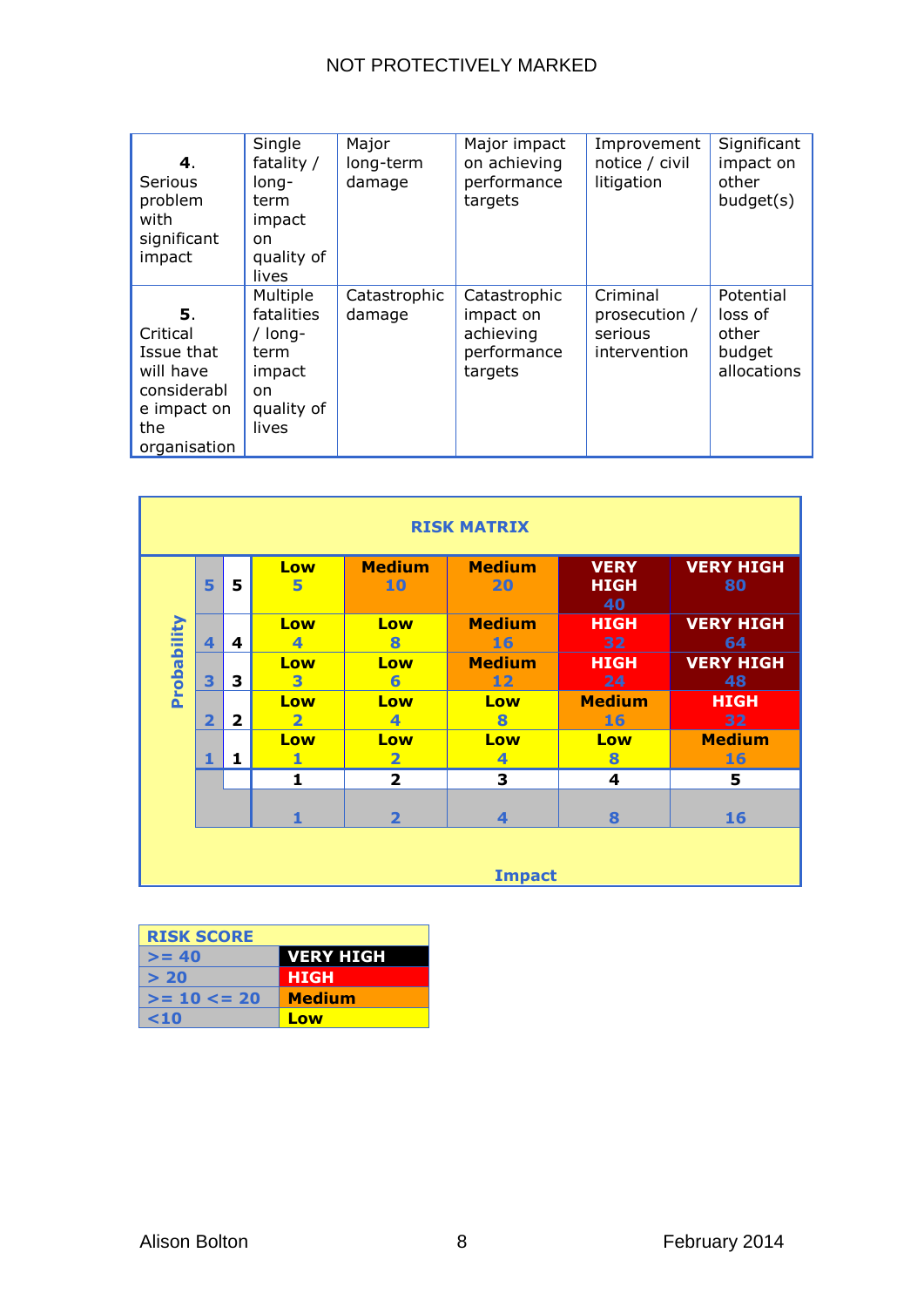| | | | | | |
|---|---|---|---|---|---|
| **4**. Serious problem with significant impact | Single fatality / long-term impact on quality of lives | Major long-term damage | Major impact on achieving performance targets | Improvement notice / civil litigation | Significant impact on other budget(s) |
| **5**. Critical Issue that will have considerable impact on the organisation | Multiple fatalities / long-term impact on quality of lives | Catastrophic damage | Catastrophic impact on achieving performance targets | Criminal prosecution / serious intervention | Potential loss of other budget allocations |

**RISK MATRIX**

| Probability | | 1 | 2 | 3 | 4 | 5 |
|---|---|---|---|---|---|---|
| **5** | **5** | **Low** 5 | **Medium** 10 | **Medium** 20 | **VERY HIGH** 40 | **VERY HIGH** 80 |
| **4** | **4** | **Low** 4 | **Low** 8 | **Medium** 16 | **HIGH** 32 | **VERY HIGH** 64 |
| **3** | **3** | **Low** 3 | **Low** 6 | **Medium** 12 | **HIGH** 24 | **VERY HIGH** 48 |
| **2** | **2** | **Low** 2 | **Low** 4 | **Low** 8 | **Medium** 16 | **HIGH** 32 |
| **1** | **1** | **Low** 1 | **Low** 2 | **Low** 4 | **Low** 8 | **Medium** 16 |
| | | **1** | **2** | **3** | **4** | **5** |
| | | 1 | 2 | 4 | 8 | 16 |

**Impact**

| **RISK SCORE** | |
|---|---|
| **>= 40** | **VERY HIGH** |
| **> 20** | **HIGH** |
| **>= 10 <= 20** | **Medium** |
| **<10** | **Low** |